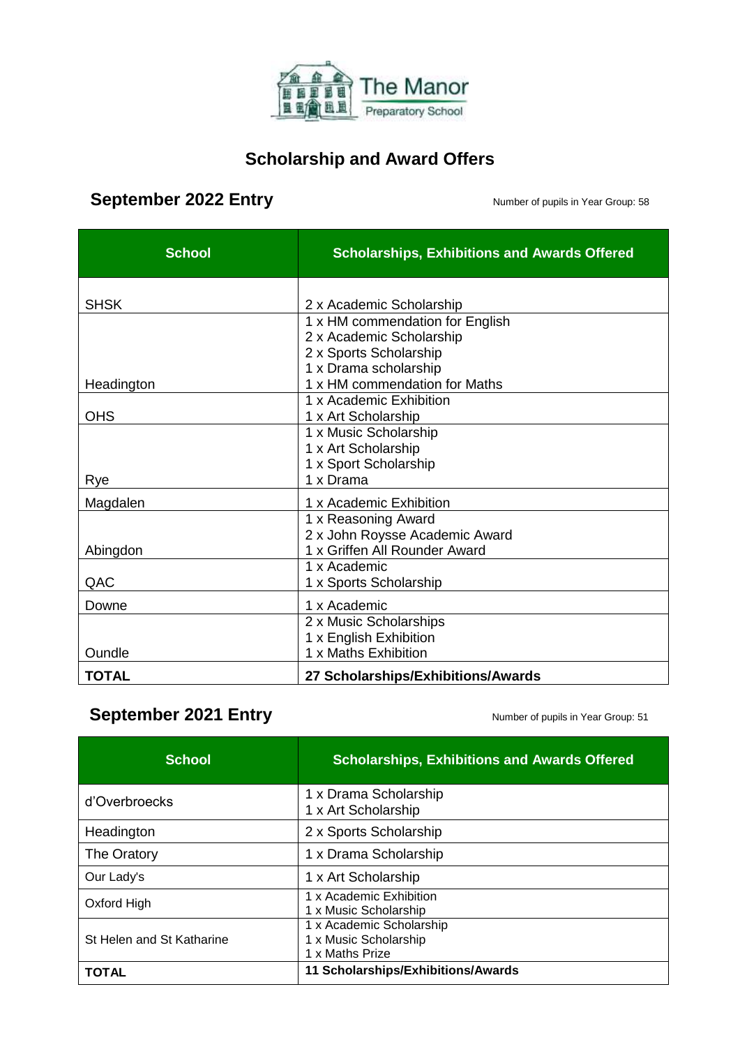The Manor Preparatory School

# Scholarship and Award Offers

## September 2022 Entry

Number of pupils in Year Group: 58

| School | Scholarships, Exhibitions and Awards Offered |
|---|---|
| SHSK | 2 x Academic Scholarship |
| Headington | 1 x HM commendation for English<br>2 x Academic Scholarship<br>2 x Sports Scholarship<br>1 x Drama scholarship<br>1 x HM commendation for Maths |
| OHS | 1 x Academic Exhibition<br>1 x Art Scholarship |
| Rye | 1 x Music Scholarship<br>1 x Art Scholarship<br>1 x Sport Scholarship<br>1 x Drama |
| Magdalen | 1 x Academic Exhibition |
| Abingdon | 1 x Reasoning Award<br>2 x John Roysse Academic Award<br>1 x Griffen All Rounder Award |
| QAC | 1 x Academic<br>1 x Sports Scholarship |
| Downe | 1 x Academic |
| Oundle | 2 x Music Scholarships<br>1 x English Exhibition<br>1 x Maths Exhibition |
| **TOTAL** | **27 Scholarships/Exhibitions/Awards** |

## September 2021 Entry

Number of pupils in Year Group: 51

| School | Scholarships, Exhibitions and Awards Offered |
|---|---|
| d'Overbroecks | 1 x Drama Scholarship<br>1 x Art Scholarship |
| Headington | 2 x Sports Scholarship |
| The Oratory | 1 x Drama Scholarship |
| Our Lady's | 1 x Art Scholarship |
| Oxford High | 1 x Academic Exhibition<br>1 x Music Scholarship |
| St Helen and St Katharine | 1 x Academic Scholarship<br>1 x Music Scholarship<br>1 x Maths Prize |
| **TOTAL** | **11 Scholarships/Exhibitions/Awards** |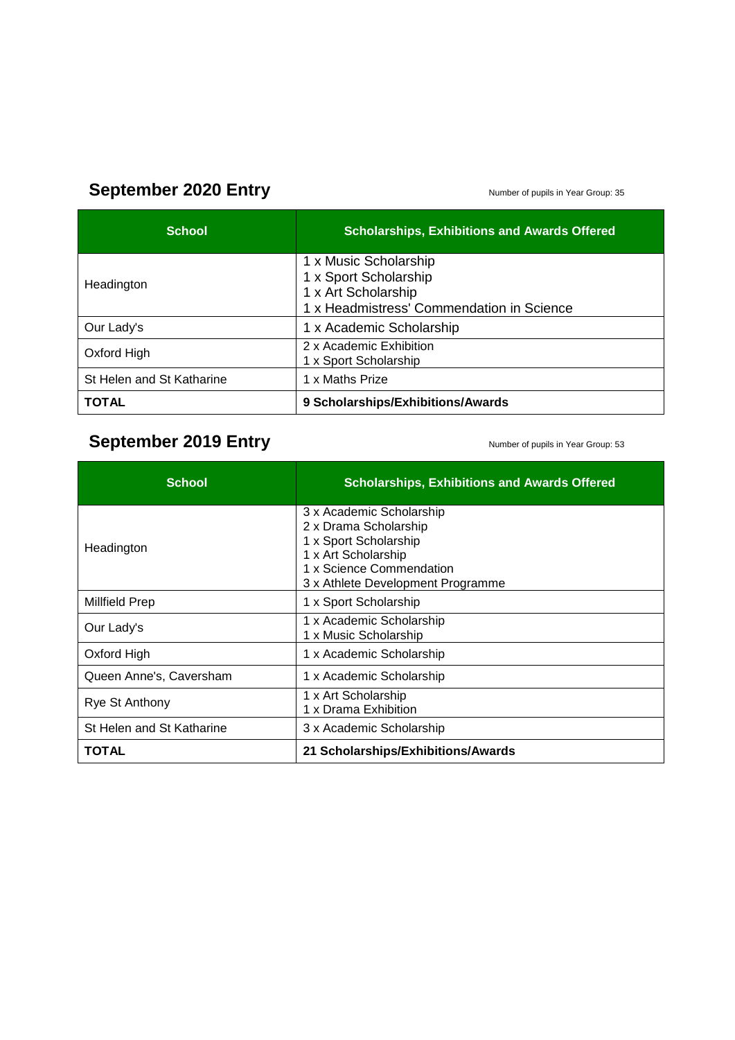## September 2020 Entry

Number of pupils in Year Group: 35

| School | Scholarships, Exhibitions and Awards Offered |
|---|---|
| Headington | 1 x Music Scholarship<br>1 x Sport Scholarship<br>1 x Art Scholarship<br>1 x Headmistress' Commendation in Science |
| Our Lady's | 1 x Academic Scholarship |
| Oxford High | 2 x Academic Exhibition<br>1 x Sport Scholarship |
| St Helen and St Katharine | 1 x Maths Prize |
| **TOTAL** | **9 Scholarships/Exhibitions/Awards** |

## September 2019 Entry

Number of pupils in Year Group: 53

| School | Scholarships, Exhibitions and Awards Offered |
|---|---|
| Headington | 3 x Academic Scholarship<br>2 x Drama Scholarship<br>1 x Sport Scholarship<br>1 x Art Scholarship<br>1 x Science Commendation<br>3 x Athlete Development Programme |
| Millfield Prep | 1 x Sport Scholarship |
| Our Lady's | 1 x Academic Scholarship<br>1 x Music Scholarship |
| Oxford High | 1 x Academic Scholarship |
| Queen Anne's, Caversham | 1 x Academic Scholarship |
| Rye St Anthony | 1 x Art Scholarship<br>1 x Drama Exhibition |
| St Helen and St Katharine | 3 x Academic Scholarship |
| **TOTAL** | **21 Scholarships/Exhibitions/Awards** |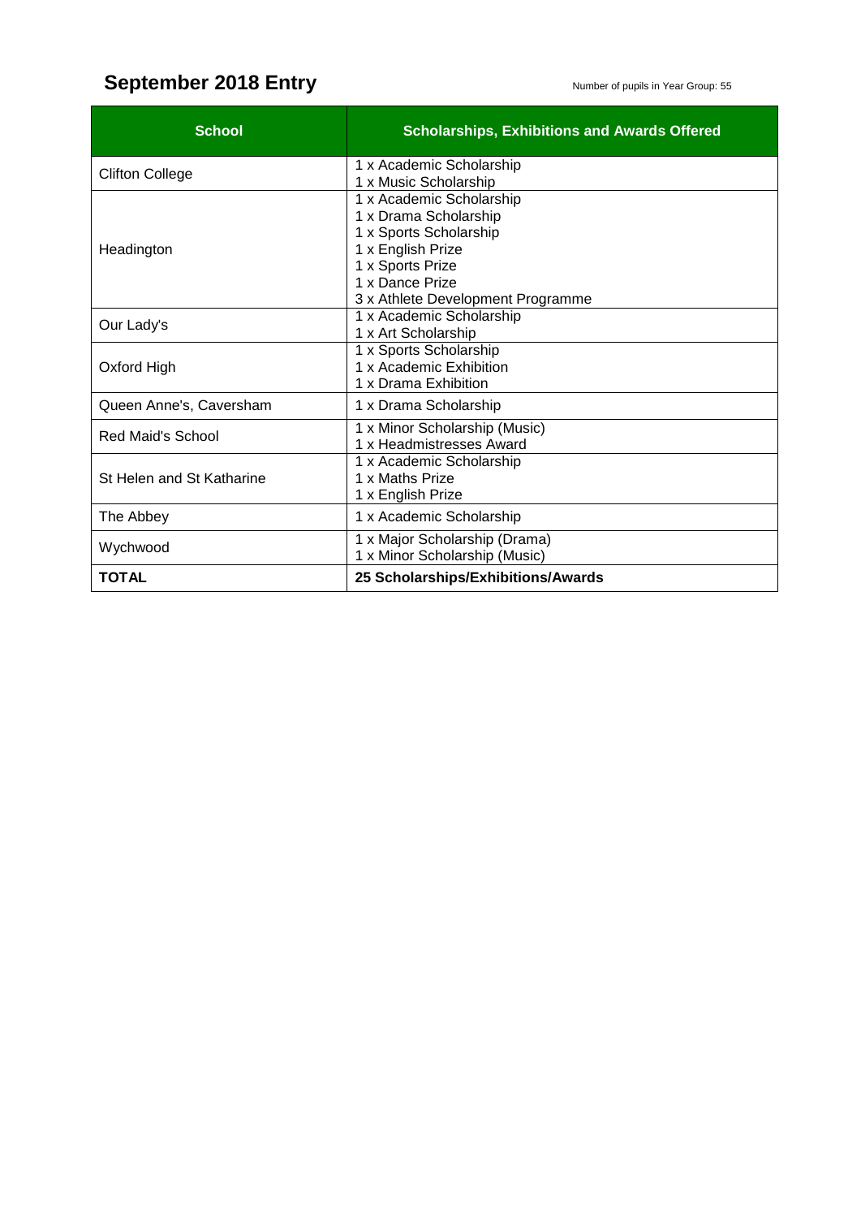## September 2018 Entry

Number of pupils in Year Group: 55

| School | Scholarships, Exhibitions and Awards Offered |
|---|---|
| Clifton College | 1 x Academic Scholarship<br>1 x Music Scholarship |
| Headington | 1 x Academic Scholarship<br>1 x Drama Scholarship<br>1 x Sports Scholarship<br>1 x English Prize<br>1 x Sports Prize<br>1 x Dance Prize<br>3 x Athlete Development Programme |
| Our Lady's | 1 x Academic Scholarship<br>1 x Art Scholarship |
| Oxford High | 1 x Sports Scholarship<br>1 x Academic Exhibition<br>1 x Drama Exhibition |
| Queen Anne's, Caversham | 1 x Drama Scholarship |
| Red Maid's School | 1 x Minor Scholarship (Music)<br>1 x Headmistresses Award |
| St Helen and St Katharine | 1 x Academic Scholarship<br>1 x Maths Prize<br>1 x English Prize |
| The Abbey | 1 x Academic Scholarship |
| Wychwood | 1 x Major Scholarship (Drama)<br>1 x Minor Scholarship (Music) |
| **TOTAL** | **25 Scholarships/Exhibitions/Awards** |